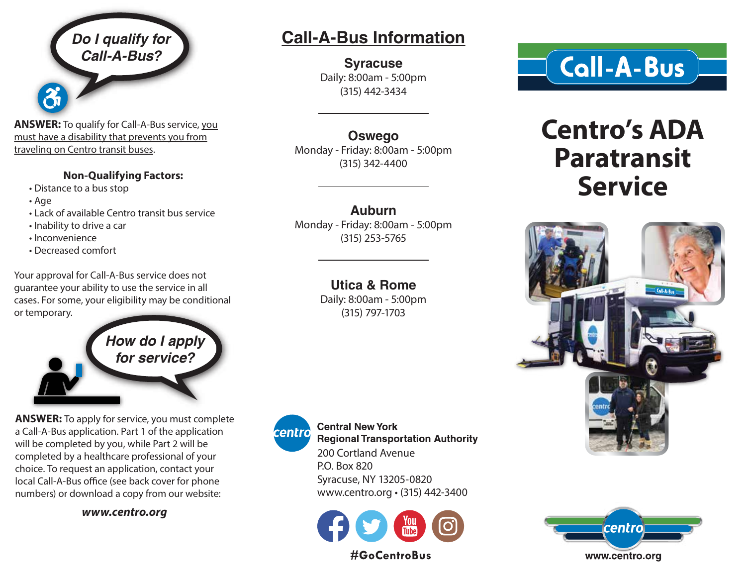## Do I qualify for Call-A-Bus?

**ANSWER:** To qualify for Call-A-Bus service, you must have a disability that prevents you from traveling on Centro transit buses.

**Non-Qualifying Factors:**

- Distance to a bus stop
- Age
- Lack of available Centro transit bus service
- Inability to drive a car
- Inconvenience
- Decreased comfort

Your approval for Call-A-Bus service does not guarantee your ability to use the service in all cases. For some, your eligibility may be conditional or temporary.

## How do I apply for service?

**ANSWER:** To apply for service, you must complete a Call-A-Bus application. Part 1 of the application will be completed by you, while Part 2 will be completed by a healthcare professional of your choice. To request an application, contact your local Call-A-Bus office (see back cover for phone numbers) or download a copy from our website:

***www.centro.org***

## Call-A-Bus Information

**Syracuse**
Daily: 8:00am - 5:00pm
(315) 442-3434

**Oswego**
Monday - Friday: 8:00am - 5:00pm
(315) 342-4400

**Auburn**
Monday - Friday: 8:00am - 5:00pm
(315) 253-5765

**Utica & Rome**
Daily: 8:00am - 5:00pm
(315) 797-1703

**Central New York Regional Transportation Authority**
200 Cortland Avenue
P.O. Box 820
Syracuse, NY 13205-0820
www.centro.org • (315) 442-3400

**#GoCentroBus**

# Call-A-Bus

# Centro's ADA Paratransit Service

www.centro.org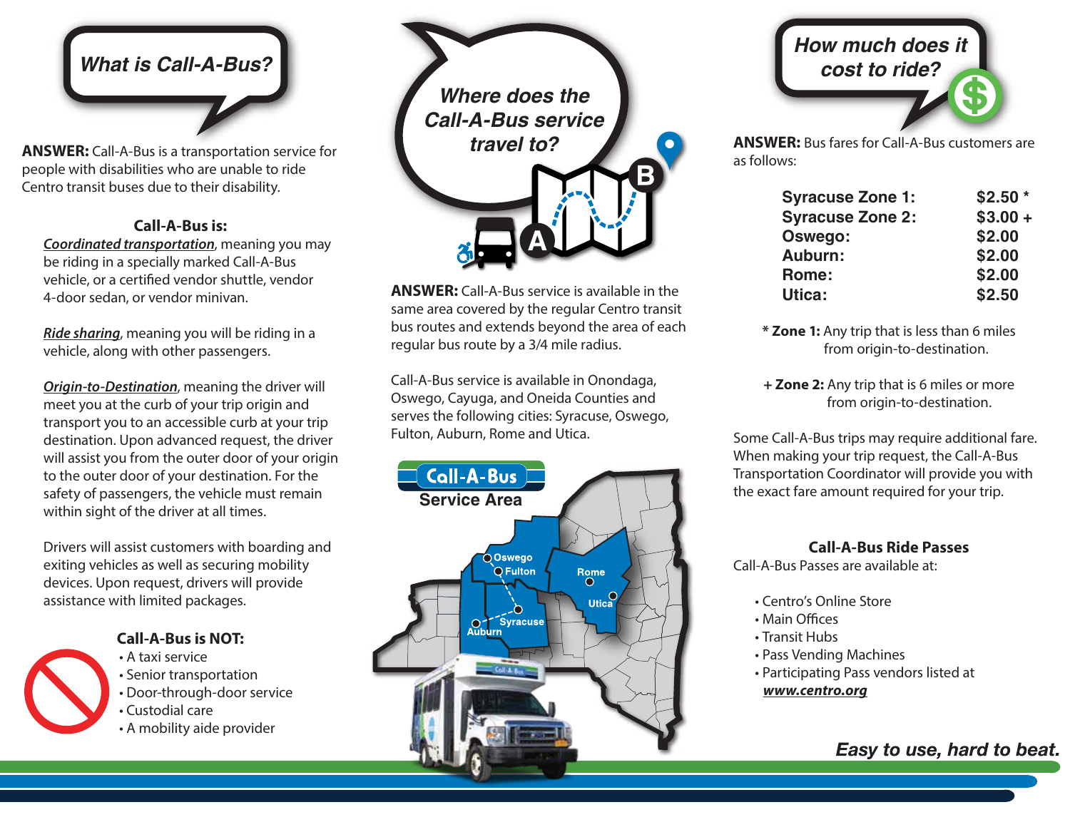## What is Call-A-Bus?

**ANSWER:** Call-A-Bus is a transportation service for people with disabilities who are unable to ride Centro transit buses due to their disability.

### Call-A-Bus is:

***Coordinated transportation***, meaning you may be riding in a specially marked Call-A-Bus vehicle, or a certified vendor shuttle, vendor 4-door sedan, or vendor minivan.

***Ride sharing***, meaning you will be riding in a vehicle, along with other passengers.

***Origin-to-Destination***, meaning the driver will meet you at the curb of your trip origin and transport you to an accessible curb at your trip destination. Upon advanced request, the driver will assist you from the outer door of your origin to the outer door of your destination. For the safety of passengers, the vehicle must remain within sight of the driver at all times.

Drivers will assist customers with boarding and exiting vehicles as well as securing mobility devices. Upon request, drivers will provide assistance with limited packages.

### Call-A-Bus is NOT:

- A taxi service
- Senior transportation
- Door-through-door service
- Custodial care
- A mobility aide provider

## Where does the Call-A-Bus service travel to?

**ANSWER:** Call-A-Bus service is available in the same area covered by the regular Centro transit bus routes and extends beyond the area of each regular bus route by a 3/4 mile radius.

Call-A-Bus service is available in Onondaga, Oswego, Cayuga, and Oneida Counties and serves the following cities: Syracuse, Oswego, Fulton, Auburn, Rome and Utica.

Call-A-Bus
Service Area

Oswego
Fulton
Rome
Utica
Syracuse
Auburn

## How much does it cost to ride?

**ANSWER:** Bus fares for Call-A-Bus customers are as follows:

| | |
|---|---|
| **Syracuse Zone 1:** | **$2.50 *** |
| **Syracuse Zone 2:** | **$3.00 +** |
| **Oswego:** | **$2.00** |
| **Auburn:** | **$2.00** |
| **Rome:** | **$2.00** |
| **Utica:** | **$2.50** |

**\* Zone 1:** Any trip that is less than 6 miles from origin-to-destination.

**+ Zone 2:** Any trip that is 6 miles or more from origin-to-destination.

Some Call-A-Bus trips may require additional fare. When making your trip request, the Call-A-Bus Transportation Coordinator will provide you with the exact fare amount required for your trip.

### Call-A-Bus Ride Passes

Call-A-Bus Passes are available at:

- Centro's Online Store
- Main Offices
- Transit Hubs
- Pass Vending Machines
- Participating Pass vendors listed at ***www.centro.org***

***Easy to use, hard to beat.***